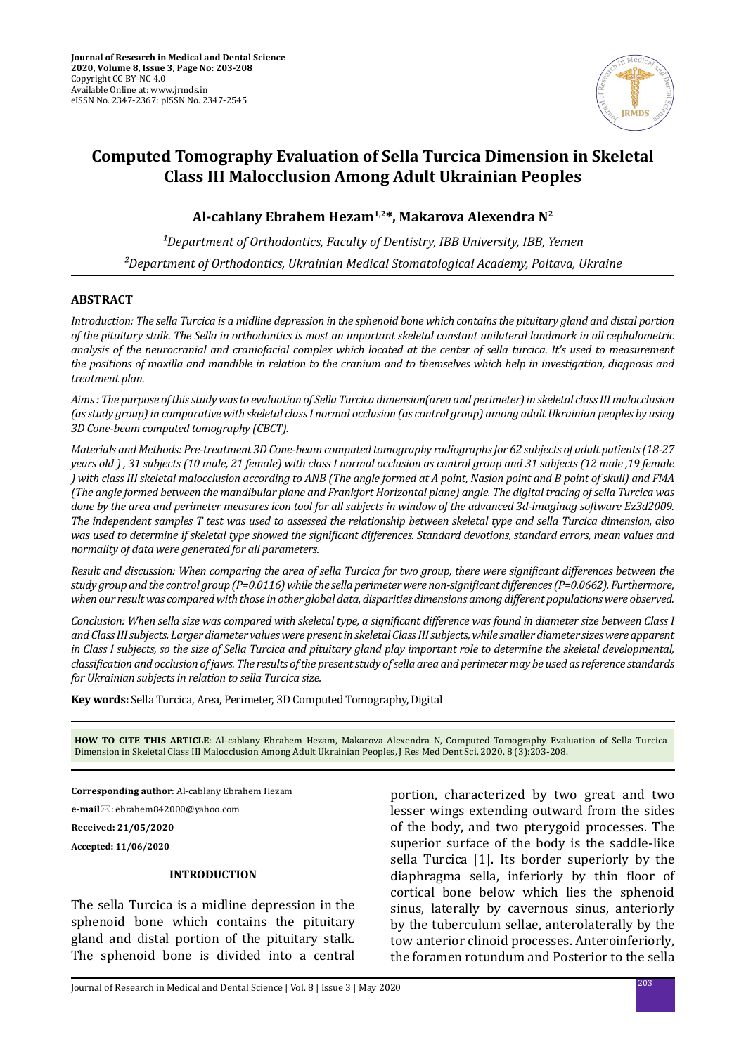# Computed Tomography Evaluation of Sella Turcica Dimension in Skeletal Class III Malocclusion Among Adult Ukrainian Peoples

**Al-cablany Ebrahem Hezam[1,2]*, Makarova Alexandra N[2]**

[1]Department of Orthodontics, Faculty of Dentistry, IBB University, IBB, Yemen

[2]Department of Orthodontics, Ukrainian Medical Stomatological Academy, Poltava, Ukraine

## ABSTRACT

*Introduction: The sella Turcica is a midline depression in the sphenoid bone which contains the pituitary gland and distal portion of the pituitary stalk. The Sella in orthodontics is most an important skeletal constant unilateral landmark in all cephalometric analysis of the neurocranial and craniofacial complex which located at the center of sella turcica. It's used to measurement the positions of maxilla and mandible in relation to the cranium and to themselves which help in investigation, diagnosis and treatment plan.*

*Aims : The purpose of this study was to evaluation of Sella Turcica dimension(area and perimeter) in skeletal class III malocclusion (as study group) in comparative with skeletal class I normal occlusion (as control group) among adult Ukrainian peoples by using 3D Cone-beam computed tomography (CBCT).*

*Materials and Methods: Pre-treatment 3D Cone-beam computed tomography radiographs for 62 subjects of adult patients (18-27 years old ) , 31 subjects (10 male, 21 female) with class I normal occlusion as control group and 31 subjects (12 male ,19 female ) with class III skeletal malocclusion according to ANB (The angle formed at A point, Nasion point and B point of skull) and FMA (The angle formed between the mandibular plane and Frankfort Horizontal plane) angle. The digital tracing of sella Turcica was done by the area and perimeter measures icon tool for all subjects in window of the advanced 3d-imaginag software Ez3d2009. The independent samples T test was used to assessed the relationship between skeletal type and sella Turcica dimension, also was used to determine if skeletal type showed the significant differences. Standard devotions, standard errors, mean values and normality of data were generated for all parameters.*

*Result and discussion: When comparing the area of sella Turcica for two group, there were significant differences between the study group and the control group (P=0.0116) while the sella perimeter were non-significant differences (P=0.0662). Furthermore, when our result was compared with those in other global data, disparities dimensions among different populations were observed.*

*Conclusion: When sella size was compared with skeletal type, a significant difference was found in diameter size between Class I and Class III subjects. Larger diameter values were present in skeletal Class III subjects, while smaller diameter sizes were apparent in Class I subjects, so the size of Sella Turcica and pituitary gland play important role to determine the skeletal developmental, classification and occlusion of jaws. The results of the present study of sella area and perimeter may be used as reference standards for Ukrainian subjects in relation to sella Turcica size.*

**Key words:** Sella Turcica, Area, Perimeter, 3D Computed Tomography, Digital

**HOW TO CITE THIS ARTICLE**: Al-cablany Ebrahem Hezam, Makarova Alexandra N, Computed Tomography Evaluation of Sella Turcica Dimension in Skeletal Class III Malocclusion Among Adult Ukrainian Peoples, J Res Med Dent Sci, 2020, 8 (3):203-208.

**Corresponding author**: Al-cablany Ebrahem Hezam

**e-mail**: ebrahem842000@yahoo.com

**Received: 21/05/2020**

**Accepted: 11/06/2020**

## INTRODUCTION

The sella Turcica is a midline depression in the sphenoid bone which contains the pituitary gland and distal portion of the pituitary stalk. The sphenoid bone is divided into a central portion, characterized by two great and two lesser wings extending outward from the sides of the body, and two pterygoid processes. The superior surface of the body is the saddle-like sella Turcica [1]. Its border superiorly by the diaphragma sella, inferiorly by thin floor of cortical bone below which lies the sphenoid sinus, laterally by cavernous sinus, anteriorly by the tuberculum sellae, anterolaterally by the tow anterior clinoid processes. Anteroinferiorly, the foramen rotundum and Posterior to the sella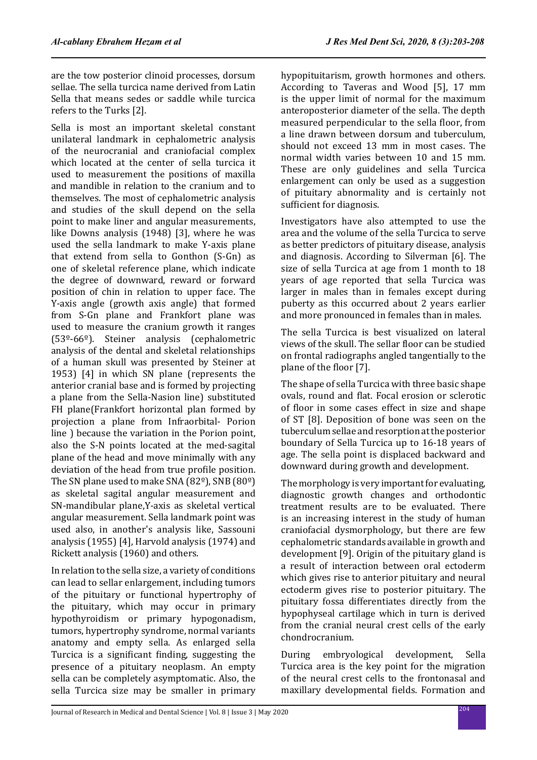are the tow posterior clinoid processes, dorsum sellae. The sella turcica name derived from Latin Sella that means sedes or saddle while turcica refers to the Turks [2].

Sella is most an important skeletal constant unilateral landmark in cephalometric analysis of the neurocranial and craniofacial complex which located at the center of sella turcica it used to measurement the positions of maxilla and mandible in relation to the cranium and to themselves. The most of cephalometric analysis and studies of the skull depend on the sella point to make liner and angular measurements, like Downs analysis (1948) [3], where he was used the sella landmark to make Y-axis plane that extend from sella to Gonthon (S-Gn) as one of skeletal reference plane, which indicate the degree of downward, reward or forward position of chin in relation to upper face. The Y-axis angle (growth axis angle) that formed from S-Gn plane and Frankfort plane was used to measure the cranium growth it ranges (53º-66º). Steiner analysis (cephalometric analysis of the dental and skeletal relationships of a human skull was presented by Steiner at 1953) [4] in which SN plane (represents the anterior cranial base and is formed by projecting a plane from the Sella-Nasion line) substituted FH plane(Frankfort horizontal plan formed by projection a plane from Infraorbital- Porion line ) because the variation in the Porion point, also the S-N points located at the med-sagital plane of the head and move minimally with any deviation of the head from true profile position. The SN plane used to make SNA (82º), SNB (80º) as skeletal sagital angular measurement and SN-mandibular plane,Y-axis as skeletal vertical angular measurement. Sella landmark point was used also, in another's analysis like, Sassouni analysis (1955) [4], Harvold analysis (1974) and Rickett analysis (1960) and others.

In relation to the sella size, a variety of conditions can lead to sellar enlargement, including tumors of the pituitary or functional hypertrophy of the pituitary, which may occur in primary hypothyroidism or primary hypogonadism, tumors, hypertrophy syndrome, normal variants anatomy and empty sella. As enlarged sella Turcica is a significant finding, suggesting the presence of a pituitary neoplasm. An empty sella can be completely asymptomatic. Also, the sella Turcica size may be smaller in primary hypopituitarism, growth hormones and others. According to Taveras and Wood [5], 17 mm is the upper limit of normal for the maximum anteroposterior diameter of the sella. The depth measured perpendicular to the sella floor, from a line drawn between dorsum and tuberculum, should not exceed 13 mm in most cases. The normal width varies between 10 and 15 mm. These are only guidelines and sella Turcica enlargement can only be used as a suggestion of pituitary abnormality and is certainly not sufficient for diagnosis.

Investigators have also attempted to use the area and the volume of the sella Turcica to serve as better predictors of pituitary disease, analysis and diagnosis. According to Silverman [6]. The size of sella Turcica at age from 1 month to 18 years of age reported that sella Turcica was larger in males than in females except during puberty as this occurred about 2 years earlier and more pronounced in females than in males.

The sella Turcica is best visualized on lateral views of the skull. The sellar floor can be studied on frontal radiographs angled tangentially to the plane of the floor [7].

The shape of sella Turcica with three basic shape ovals, round and flat. Focal erosion or sclerotic of floor in some cases effect in size and shape of ST [8]. Deposition of bone was seen on the tuberculum sellae and resorption at the posterior boundary of Sella Turcica up to 16-18 years of age. The sella point is displaced backward and downward during growth and development.

The morphology is very important for evaluating, diagnostic growth changes and orthodontic treatment results are to be evaluated. There is an increasing interest in the study of human craniofacial dysmorphology, but there are few cephalometric standards available in growth and development [9]. Origin of the pituitary gland is a result of interaction between oral ectoderm which gives rise to anterior pituitary and neural ectoderm gives rise to posterior pituitary. The pituitary fossa differentiates directly from the hypophyseal cartilage which in turn is derived from the cranial neural crest cells of the early chondrocranium.

During embryological development, Sella Turcica area is the key point for the migration of the neural crest cells to the frontonasal and maxillary developmental fields. Formation and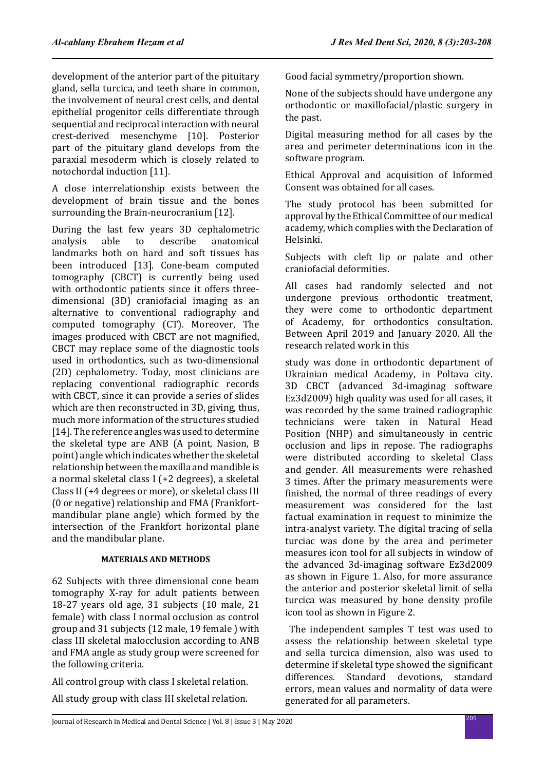development of the anterior part of the pituitary gland, sella turcica, and teeth share in common, the involvement of neural crest cells, and dental epithelial progenitor cells differentiate through sequential and reciprocal interaction with neural crest-derived mesenchyme [10]. Posterior part of the pituitary gland develops from the paraxial mesoderm which is closely related to notochordal induction [11].

A close interrelationship exists between the development of brain tissue and the bones surrounding the Brain-neurocranium [12].

During the last few years 3D cephalometric analysis able to describe anatomical landmarks both on hard and soft tissues has been introduced [13]. Cone-beam computed tomography (CBCT) is currently being used with orthodontic patients since it offers three-dimensional (3D) craniofacial imaging as an alternative to conventional radiography and computed tomography (CT). Moreover, The images produced with CBCT are not magnified, CBCT may replace some of the diagnostic tools used in orthodontics, such as two-dimensional (2D) cephalometry. Today, most clinicians are replacing conventional radiographic records with CBCT, since it can provide a series of slides which are then reconstructed in 3D, giving, thus, much more information of the structures studied [14]. The reference angles was used to determine the skeletal type are ANB (A point, Nasion, B point) angle which indicates whether the skeletal relationship between the maxilla and mandible is a normal skeletal class I (+2 degrees), a skeletal Class II (+4 degrees or more), or skeletal class III (0 or negative) relationship and FMA (Frankfort-mandibular plane angle) which formed by the intersection of the Frankfort horizontal plane and the mandibular plane.

## MATERIALS AND METHODS

62 Subjects with three dimensional cone beam tomography X-ray for adult patients between 18-27 years old age, 31 subjects (10 male, 21 female) with class I normal occlusion as control group and 31 subjects (12 male, 19 female ) with class III skeletal malocclusion according to ANB and FMA angle as study group were screened for the following criteria.

All control group with class I skeletal relation.

All study group with class III skeletal relation.

Good facial symmetry/proportion shown.

None of the subjects should have undergone any orthodontic or maxillofacial/plastic surgery in the past.

Digital measuring method for all cases by the area and perimeter determinations icon in the software program.

Ethical Approval and acquisition of Informed Consent was obtained for all cases.

The study protocol has been submitted for approval by the Ethical Committee of our medical academy, which complies with the Declaration of Helsinki.

Subjects with cleft lip or palate and other craniofacial deformities.

All cases had randomly selected and not undergone previous orthodontic treatment, they were come to orthodontic department of Academy, for orthodontics consultation. Between April 2019 and January 2020. All the research related work in this study was done in orthodontic department of Ukrainian medical Academy, in Poltava city. 3D CBCT (advanced 3d-imaginag software Ez3d2009) high quality was used for all cases, it was recorded by the same trained radiographic technicians were taken in Natural Head Position (NHP) and simultaneously in centric occlusion and lips in repose. The radiographs were distributed according to skeletal Class and gender. All measurements were rehashed 3 times. After the primary measurements were finished, the normal of three readings of every measurement was considered for the last factual examination in request to minimize the intra-analyst variety. The digital tracing of sella turciac was done by the area and perimeter measures icon tool for all subjects in window of the advanced 3d-imaginag software Ez3d2009 as shown in Figure 1. Also, for more assurance the anterior and posterior skeletal limit of sella turcica was measured by bone density profile icon tool as shown in Figure 2.

The independent samples T test was used to assess the relationship between skeletal type and sella turcica dimension, also was used to determine if skeletal type showed the significant differences. Standard devotions, standard errors, mean values and normality of data were generated for all parameters.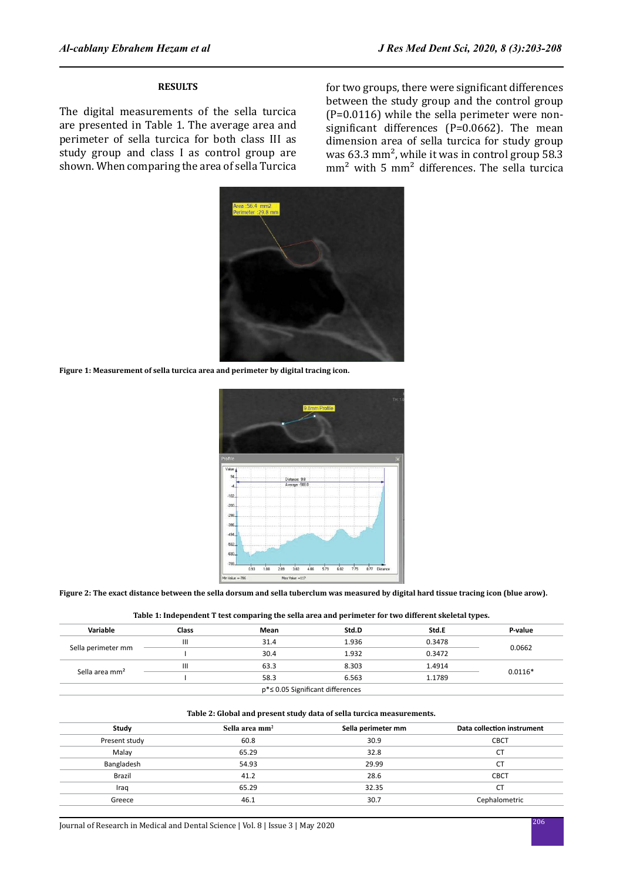## RESULTS

The digital measurements of the sella turcica are presented in Table 1. The average area and perimeter of sella turcica for both class III as study group and class I as control group are shown. When comparing the area of sella Turcica for two groups, there were significant differences between the study group and the control group (P=0.0116) while the sella perimeter were non-significant differences (P=0.0662). The mean dimension area of sella turcica for study group was 63.3 $mm^2$, while it was in control group 58.3 $mm^2$ with 5 $mm^2$ differences. The sella turcica

**Figure 1: Measurement of sella turcica area and perimeter by digital tracing icon.**

**Figure 2: The exact distance between the sella dorsum and sella tuberclum was measured by digital hard tissue tracing icon (blue arow).**

**Table 1: Independent T test comparing the sella area and perimeter for two different skeletal types.**

| Variable | Class | Mean | Std.D | Std.E | P-value |
|---|---|---|---|---|---|
| Sella perimeter mm | III | 31.4 | 1.936 | 0.3478 | 0.0662 |
| | I | 30.4 | 1.932 | 0.3472 | |
| Sella area $mm^2$ | III | 63.3 | 8.303 | 1.4914 | 0.0116* |
| | I | 58.3 | 6.563 | 1.1789 | |
| p*≤ 0.05 Significant differences | | | | | |

**Table 2: Global and present study data of sella turcica measurements.**

| Study | Sella area $mm^2$ | Sella perimeter mm | Data collection instrument |
|---|---|---|---|
| Present study | 60.8 | 30.9 | CBCT |
| Malay | 65.29 | 32.8 | CT |
| Bangladesh | 54.93 | 29.99 | CT |
| Brazil | 41.2 | 28.6 | CBCT |
| Iraq | 65.29 | 32.35 | CT |
| Greece | 46.1 | 30.7 | Cephalometric |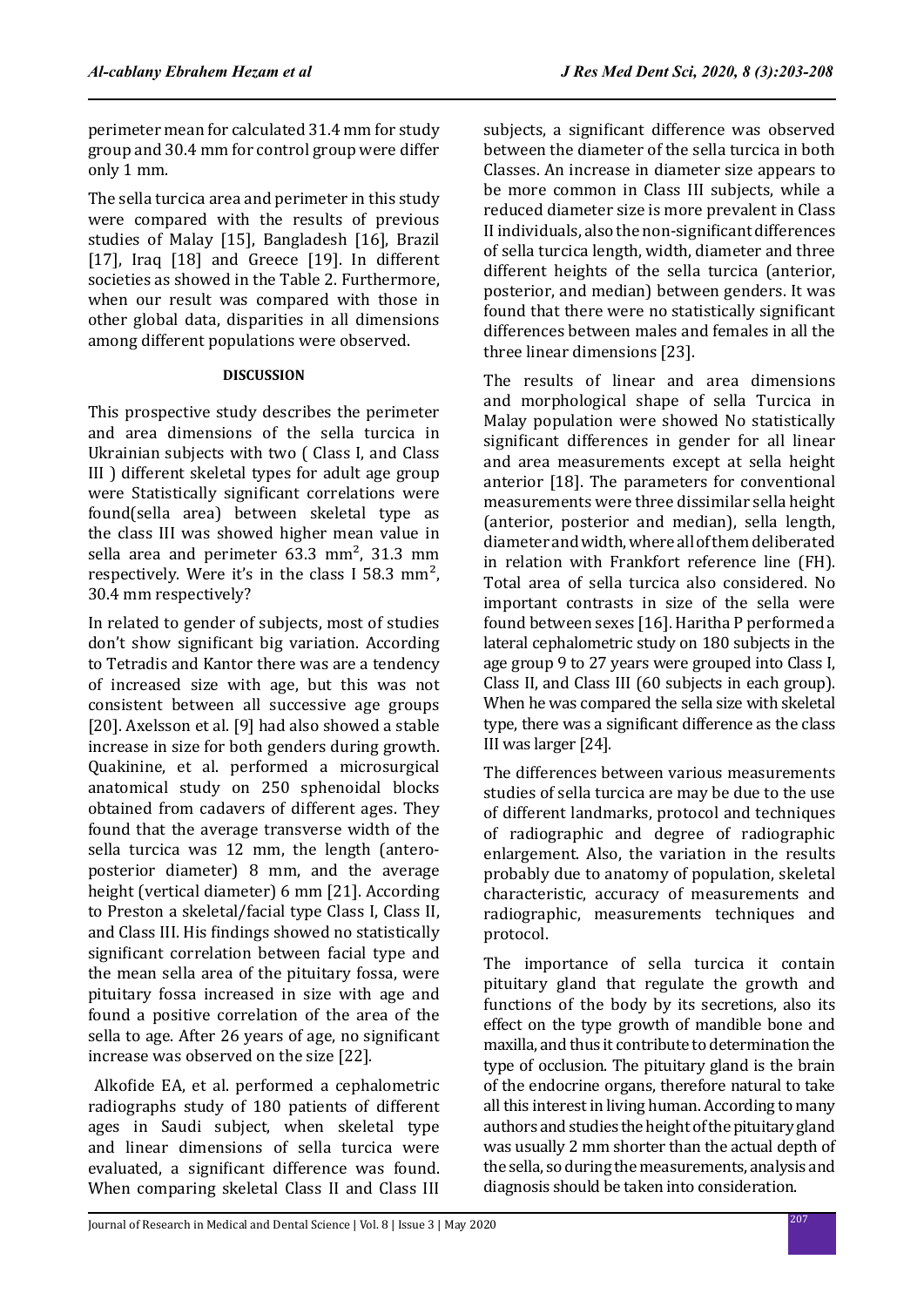perimeter mean for calculated 31.4 mm for study group and 30.4 mm for control group were differ only 1 mm.

The sella turcica area and perimeter in this study were compared with the results of previous studies of Malay [15], Bangladesh [16], Brazil [17], Iraq [18] and Greece [19]. In different societies as showed in the Table 2. Furthermore, when our result was compared with those in other global data, disparities in all dimensions among different populations were observed.

## DISCUSSION

This prospective study describes the perimeter and area dimensions of the sella turcica in Ukrainian subjects with two ( Class I, and Class III ) different skeletal types for adult age group were Statistically significant correlations were found(sella area) between skeletal type as the class III was showed higher mean value in sella area and perimeter 63.3 mm², 31.3 mm respectively. Were it's in the class I 58.3 mm², 30.4 mm respectively?

In related to gender of subjects, most of studies don't show significant big variation. According to Tetradis and Kantor there was are a tendency of increased size with age, but this was not consistent between all successive age groups [20]. Axelsson et al. [9] had also showed a stable increase in size for both genders during growth. Quakinine, et al. performed a microsurgical anatomical study on 250 sphenoidal blocks obtained from cadavers of different ages. They found that the average transverse width of the sella turcica was 12 mm, the length (antero-posterior diameter) 8 mm, and the average height (vertical diameter) 6 mm [21]. According to Preston a skeletal/facial type Class I, Class II, and Class III. His findings showed no statistically significant correlation between facial type and the mean sella area of the pituitary fossa, were pituitary fossa increased in size with age and found a positive correlation of the area of the sella to age. After 26 years of age, no significant increase was observed on the size [22].

Alkofide EA, et al. performed a cephalometric radiographs study of 180 patients of different ages in Saudi subject, when skeletal type and linear dimensions of sella turcica were evaluated, a significant difference was found. When comparing skeletal Class II and Class III subjects, a significant difference was observed between the diameter of the sella turcica in both Classes. An increase in diameter size appears to be more common in Class III subjects, while a reduced diameter size is more prevalent in Class II individuals, also the non-significant differences of sella turcica length, width, diameter and three different heights of the sella turcica (anterior, posterior, and median) between genders. It was found that there were no statistically significant differences between males and females in all the three linear dimensions [23].

The results of linear and area dimensions and morphological shape of sella Turcica in Malay population were showed No statistically significant differences in gender for all linear and area measurements except at sella height anterior [18]. The parameters for conventional measurements were three dissimilar sella height (anterior, posterior and median), sella length, diameter and width, where all of them deliberated in relation with Frankfort reference line (FH). Total area of sella turcica also considered. No important contrasts in size of the sella were found between sexes [16]. Haritha P performed a lateral cephalometric study on 180 subjects in the age group 9 to 27 years were grouped into Class I, Class II, and Class III (60 subjects in each group). When he was compared the sella size with skeletal type, there was a significant difference as the class III was larger [24].

The differences between various measurements studies of sella turcica are may be due to the use of different landmarks, protocol and techniques of radiographic and degree of radiographic enlargement. Also, the variation in the results probably due to anatomy of population, skeletal characteristic, accuracy of measurements and radiographic, measurements techniques and protocol.

The importance of sella turcica it contain pituitary gland that regulate the growth and functions of the body by its secretions, also its effect on the type growth of mandible bone and maxilla, and thus it contribute to determination the type of occlusion. The pituitary gland is the brain of the endocrine organs, therefore natural to take all this interest in living human. According to many authors and studies the height of the pituitary gland was usually 2 mm shorter than the actual depth of the sella, so during the measurements, analysis and diagnosis should be taken into consideration.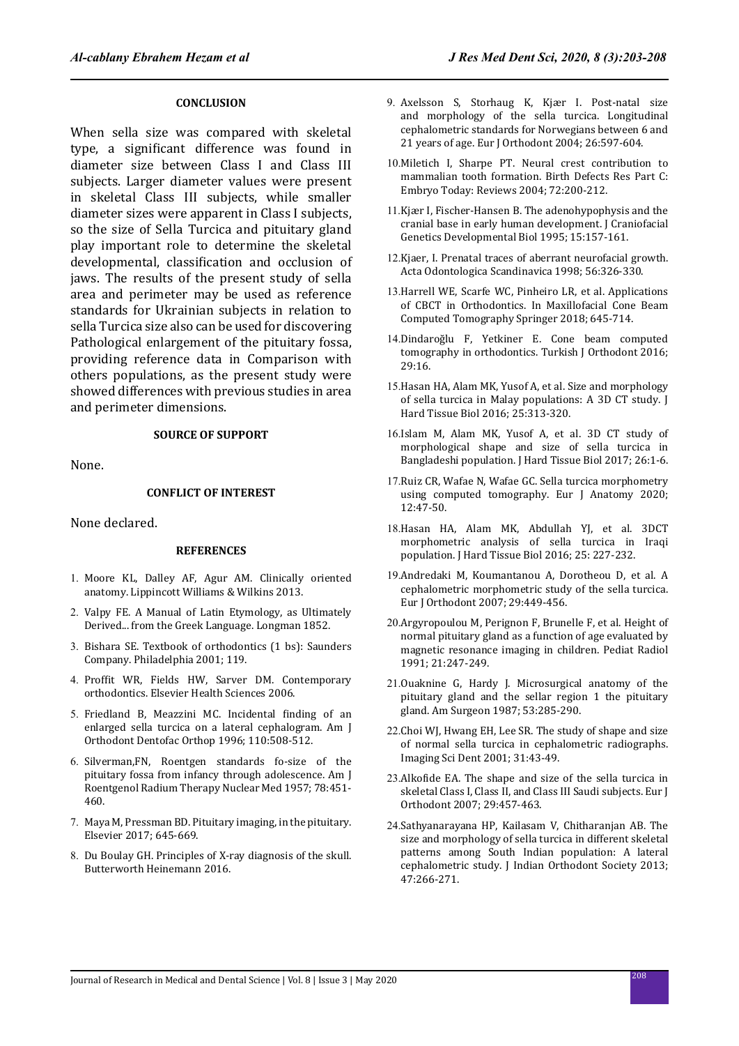## CONCLUSION

When sella size was compared with skeletal type, a significant difference was found in diameter size between Class I and Class III subjects. Larger diameter values were present in skeletal Class III subjects, while smaller diameter sizes were apparent in Class I subjects, so the size of Sella Turcica and pituitary gland play important role to determine the skeletal developmental, classification and occlusion of jaws. The results of the present study of sella area and perimeter may be used as reference standards for Ukrainian subjects in relation to sella Turcica size also can be used for discovering Pathological enlargement of the pituitary fossa, providing reference data in Comparison with others populations, as the present study were showed differences with previous studies in area and perimeter dimensions.

## SOURCE OF SUPPORT

None.

## CONFLICT OF INTEREST

None declared.

## REFERENCES

1. Moore KL, Dalley AF, Agur AM. Clinically oriented anatomy. Lippincott Williams & Wilkins 2013.
2. Valpy FE. A Manual of Latin Etymology, as Ultimately Derived... from the Greek Language. Longman 1852.
3. Bishara SE. Textbook of orthodontics (1 bs): Saunders Company. Philadelphia 2001; 119.
4. Proffit WR, Fields HW, Sarver DM. Contemporary orthodontics. Elsevier Health Sciences 2006.
5. Friedland B, Meazzini MC. Incidental finding of an enlarged sella turcica on a lateral cephalogram. Am J Orthodont Dentofac Orthop 1996; 110:508-512.
6. Silverman,FN, Roentgen standards fo-size of the pituitary fossa from infancy through adolescence. Am J Roentgenol Radium Therapy Nuclear Med 1957; 78:451-460.
7. Maya M, Pressman BD. Pituitary imaging, in the pituitary. Elsevier 2017; 645-669.
8. Du Boulay GH. Principles of X-ray diagnosis of the skull. Butterworth Heinemann 2016.
9. Axelsson S, Storhaug K, Kjær I. Post-natal size and morphology of the sella turcica. Longitudinal cephalometric standards for Norwegians between 6 and 21 years of age. Eur J Orthodont 2004; 26:597-604.
10. Miletich I, Sharpe PT. Neural crest contribution to mammalian tooth formation. Birth Defects Res Part C: Embryo Today: Reviews 2004; 72:200-212.
11. Kjær I, Fischer-Hansen B. The adenohypophysis and the cranial base in early human development. J Craniofacial Genetics Developmental Biol 1995; 15:157-161.
12. Kjaer, I. Prenatal traces of aberrant neurofacial growth. Acta Odontologica Scandinavica 1998; 56:326-330.
13. Harrell WE, Scarfe WC, Pinheiro LR, et al. Applications of CBCT in Orthodontics. In Maxillofacial Cone Beam Computed Tomography Springer 2018; 645-714.
14. Dindaroğlu F, Yetkiner E. Cone beam computed tomography in orthodontics. Turkish J Orthodont 2016; 29:16.
15. Hasan HA, Alam MK, Yusof A, et al. Size and morphology of sella turcica in Malay populations: A 3D CT study. J Hard Tissue Biol 2016; 25:313-320.
16. Islam M, Alam MK, Yusof A, et al. 3D CT study of morphological shape and size of sella turcica in Bangladeshi population. J Hard Tissue Biol 2017; 26:1-6.
17. Ruiz CR, Wafae N, Wafae GC. Sella turcica morphometry using computed tomography. Eur J Anatomy 2020; 12:47-50.
18. Hasan HA, Alam MK, Abdullah YJ, et al. 3DCT morphometric analysis of sella turcica in Iraqi population. J Hard Tissue Biol 2016; 25: 227-232.
19. Andredaki M, Koumantanou A, Dorotheou D, et al. A cephalometric morphometric study of the sella turcica. Eur J Orthodont 2007; 29:449-456.
20. Argyropoulou M, Perignon F, Brunelle F, et al. Height of normal pituitary gland as a function of age evaluated by magnetic resonance imaging in children. Pediat Radiol 1991; 21:247-249.
21. Ouaknine G, Hardy J. Microsurgical anatomy of the pituitary gland and the sellar region 1 the pituitary gland. Am Surgeon 1987; 53:285-290.
22. Choi WJ, Hwang EH, Lee SR. The study of shape and size of normal sella turcica in cephalometric radiographs. Imaging Sci Dent 2001; 31:43-49.
23. Alkofide EA. The shape and size of the sella turcica in skeletal Class I, Class II, and Class III Saudi subjects. Eur J Orthodont 2007; 29:457-463.
24. Sathyanarayana HP, Kailasam V, Chitharanjan AB. The size and morphology of sella turcica in different skeletal patterns among South Indian population: A lateral cephalometric study. J Indian Orthodont Society 2013; 47:266-271.